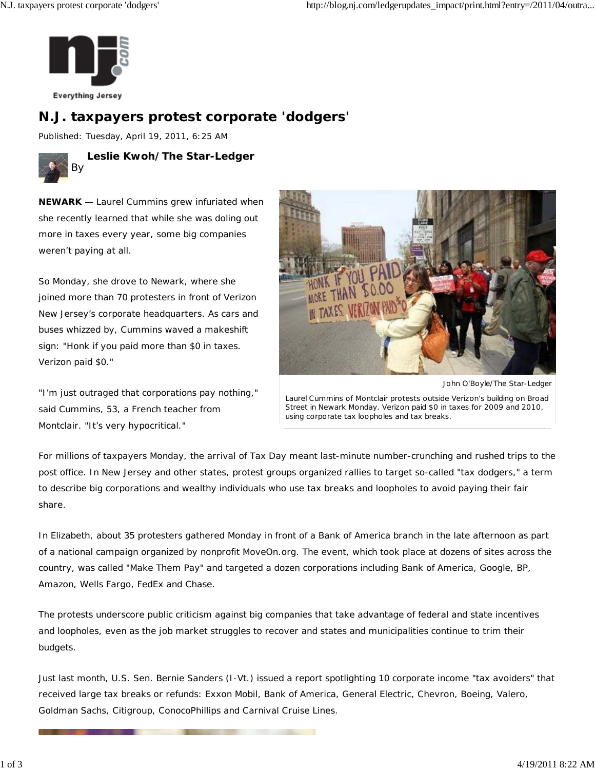# N.J. taxpayers protest corporate 'dodgers'

Published: Tuesday, April 19, 2011, 6:25 AM

By **Leslie Kwoh/The Star-Ledger**

**NEWARK** — Laurel Cummins grew infuriated when she recently learned that while she was doling out more in taxes every year, some big companies weren't paying at all.

So Monday, she drove to Newark, where she joined more than 70 protesters in front of Verizon New Jersey's corporate headquarters. As cars and buses whizzed by, Cummins waved a makeshift sign: "Honk if you paid more than $0 in taxes. Verizon paid $0."

"I'm just outraged that corporations pay nothing," said Cummins, 53, a French teacher from Montclair. "It's very hypocritical."

John O'Boyle/The Star-Ledger

Laurel Cummins of Montclair protests outside Verizon's building on Broad Street in Newark Monday. Verizon paid $0 in taxes for 2009 and 2010, using corporate tax loopholes and tax breaks.

For millions of taxpayers Monday, the arrival of Tax Day meant last-minute number-crunching and rushed trips to the post office. In New Jersey and other states, protest groups organized rallies to target so-called "tax dodgers," a term to describe big corporations and wealthy individuals who use tax breaks and loopholes to avoid paying their fair share.

In Elizabeth, about 35 protesters gathered Monday in front of a Bank of America branch in the late afternoon as part of a national campaign organized by nonprofit MoveOn.org. The event, which took place at dozens of sites across the country, was called "Make Them Pay" and targeted a dozen corporations including Bank of America, Google, BP, Amazon, Wells Fargo, FedEx and Chase.

The protests underscore public criticism against big companies that take advantage of federal and state incentives and loopholes, even as the job market struggles to recover and states and municipalities continue to trim their budgets.

Just last month, U.S. Sen. Bernie Sanders (I-Vt.) issued a report spotlighting 10 corporate income "tax avoiders" that received large tax breaks or refunds: Exxon Mobil, Bank of America, General Electric, Chevron, Boeing, Valero, Goldman Sachs, Citigroup, ConocoPhillips and Carnival Cruise Lines.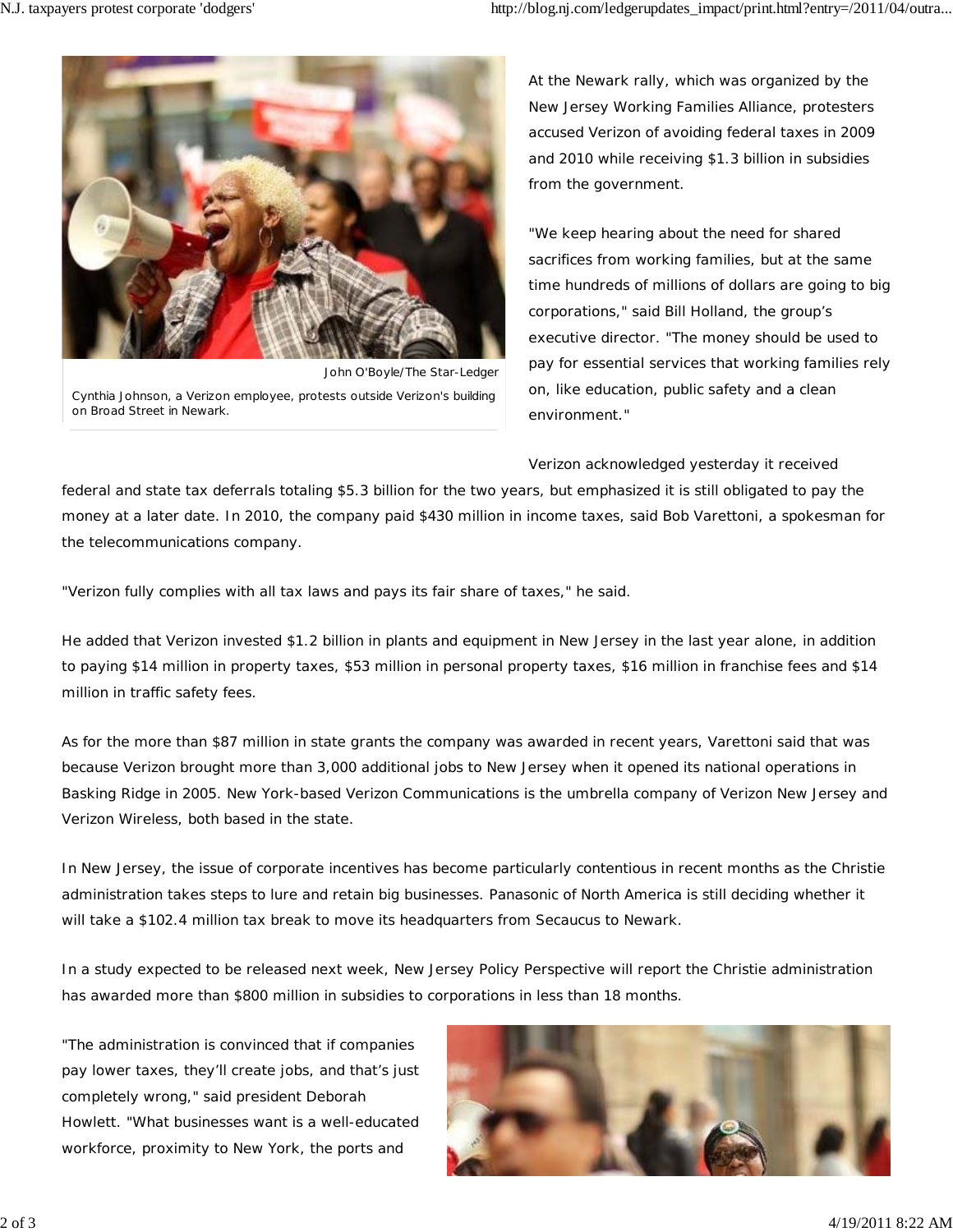John O'Boyle/The Star-Ledger

Cynthia Johnson, a Verizon employee, protests outside Verizon's building on Broad Street in Newark.

At the Newark rally, which was organized by the New Jersey Working Families Alliance, protesters accused Verizon of avoiding federal taxes in 2009 and 2010 while receiving $1.3 billion in subsidies from the government.

"We keep hearing about the need for shared sacrifices from working families, but at the same time hundreds of millions of dollars are going to big corporations," said Bill Holland, the group's executive director. "The money should be used to pay for essential services that working families rely on, like education, public safety and a clean environment."

Verizon acknowledged yesterday it received federal and state tax deferrals totaling $5.3 billion for the two years, but emphasized it is still obligated to pay the money at a later date. In 2010, the company paid $430 million in income taxes, said Bob Varettoni, a spokesman for the telecommunications company.

"Verizon fully complies with all tax laws and pays its fair share of taxes," he said.

He added that Verizon invested $1.2 billion in plants and equipment in New Jersey in the last year alone, in addition to paying $14 million in property taxes, $53 million in personal property taxes, $16 million in franchise fees and $14 million in traffic safety fees.

As for the more than $87 million in state grants the company was awarded in recent years, Varettoni said that was because Verizon brought more than 3,000 additional jobs to New Jersey when it opened its national operations in Basking Ridge in 2005. New York-based Verizon Communications is the umbrella company of Verizon New Jersey and Verizon Wireless, both based in the state.

In New Jersey, the issue of corporate incentives has become particularly contentious in recent months as the Christie administration takes steps to lure and retain big businesses. Panasonic of North America is still deciding whether it will take a $102.4 million tax break to move its headquarters from Secaucus to Newark.

In a study expected to be released next week, New Jersey Policy Perspective will report the Christie administration has awarded more than $800 million in subsidies to corporations in less than 18 months.

"The administration is convinced that if companies pay lower taxes, they'll create jobs, and that's just completely wrong," said president Deborah Howlett. "What businesses want is a well-educated workforce, proximity to New York, the ports and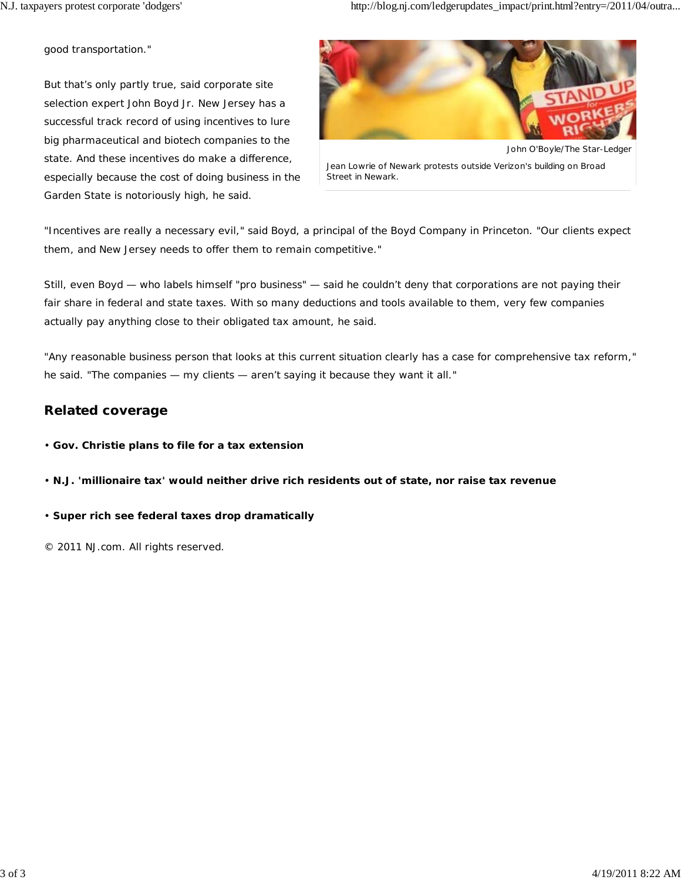good transportation."

But that's only partly true, said corporate site selection expert John Boyd Jr. New Jersey has a successful track record of using incentives to lure big pharmaceutical and biotech companies to the state. And these incentives do make a difference, especially because the cost of doing business in the Garden State is notoriously high, he said.

John O'Boyle/The Star-Ledger

Jean Lowrie of Newark protests outside Verizon's building on Broad Street in Newark.

"Incentives are really a necessary evil," said Boyd, a principal of the Boyd Company in Princeton. "Our clients expect them, and New Jersey needs to offer them to remain competitive."

Still, even Boyd — who labels himself "pro business" — said he couldn't deny that corporations are not paying their fair share in federal and state taxes. With so many deductions and tools available to them, very few companies actually pay anything close to their obligated tax amount, he said.

"Any reasonable business person that looks at this current situation clearly has a case for comprehensive tax reform," he said. "The companies — my clients — aren't saying it because they want it all."

## Related coverage

- **Gov. Christie plans to file for a tax extension**
- **N.J. 'millionaire tax' would neither drive rich residents out of state, nor raise tax revenue**
- **Super rich see federal taxes drop dramatically**

© 2011 NJ.com. All rights reserved.